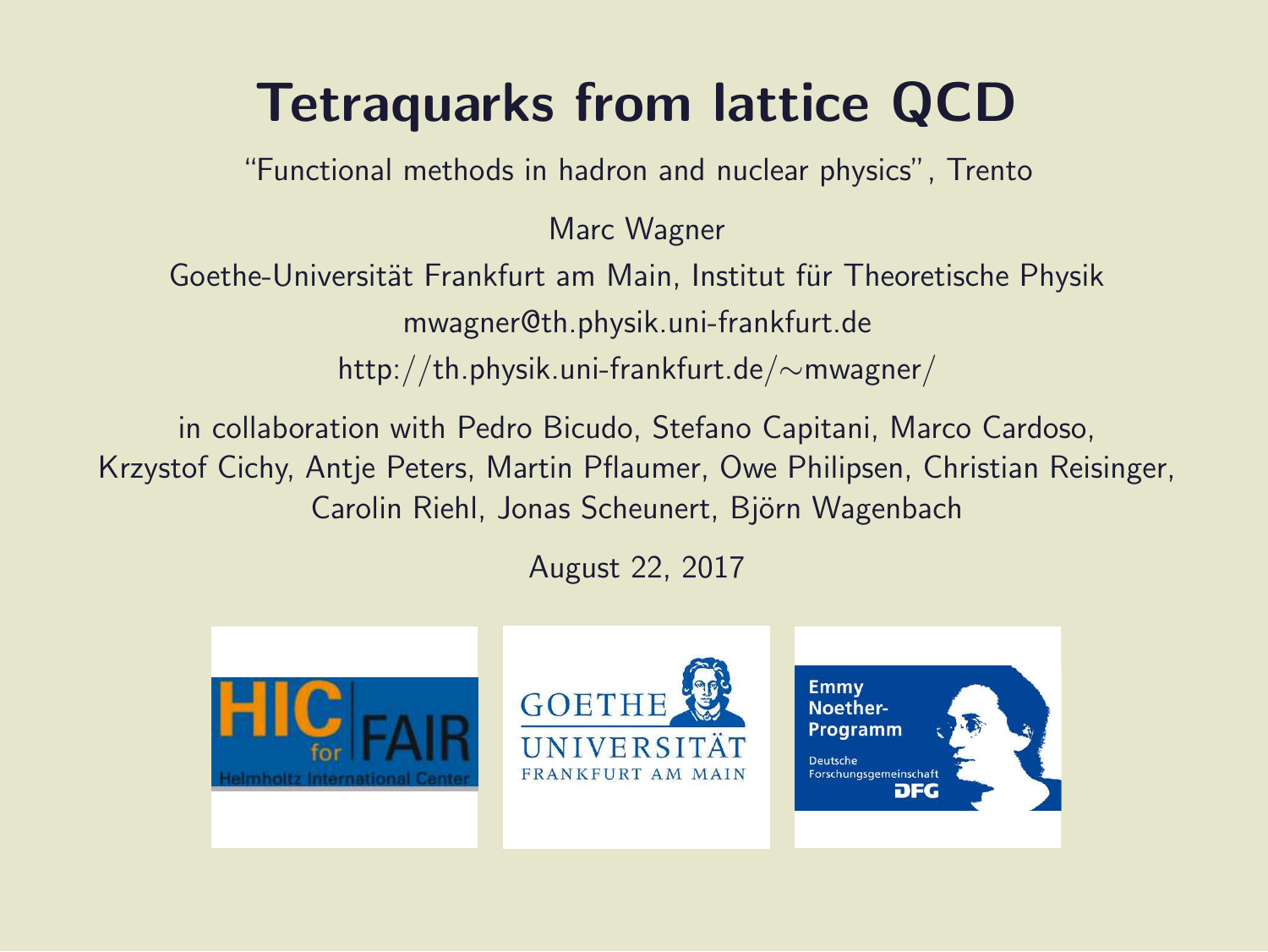# Tetraquarks from lattice QCD

"Functional methods in hadron and nuclear physics", Trento

Marc Wagner

Goethe-Universität Frankfurt am Main, Institut für Theoretische Physik

mwagner@th.physik.uni-frankfurt.de

http://th.physik.uni-frankfurt.de/∼mwagner/

in collaboration with Pedro Bicudo, Stefano Capitani, Marco Cardoso, Krzystof Cichy, Antje Peters, Martin Pflaumer, Owe Philipsen, Christian Reisinger, Carolin Riehl, Jonas Scheunert, Björn Wagenbach

August 22, 2017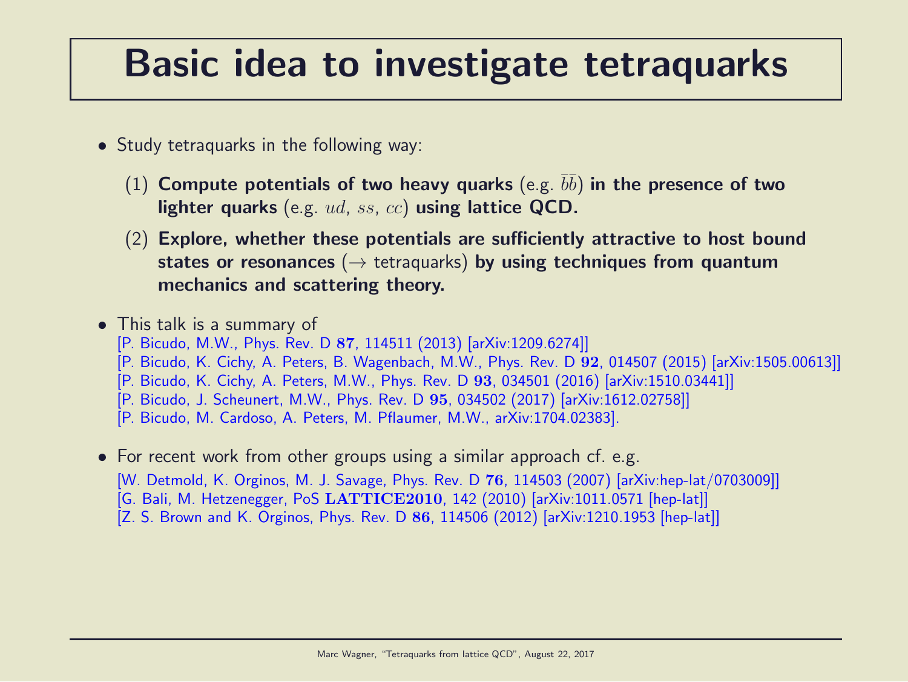# Basic idea to investigate tetraquarks

- Study tetraquarks in the following way:

  (1) **Compute potentials of two heavy quarks** (e.g. $\bar{b}\bar{b}$) **in the presence of two lighter quarks** (e.g. $ud$, $ss$, $cc$) **using lattice QCD.**

  (2) **Explore, whether these potentials are sufficiently attractive to host bound states or resonances** ($\rightarrow$ tetraquarks) **by using techniques from quantum mechanics and scattering theory.**

- This talk is a summary of
  [P. Bicudo, M.W., Phys. Rev. D **87**, 114511 (2013) [arXiv:1209.6274]]
  [P. Bicudo, K. Cichy, A. Peters, B. Wagenbach, M.W., Phys. Rev. D **92**, 014507 (2015) [arXiv:1505.00613]]
  [P. Bicudo, K. Cichy, A. Peters, M.W., Phys. Rev. D **93**, 034501 (2016) [arXiv:1510.03441]]
  [P. Bicudo, J. Scheunert, M.W., Phys. Rev. D **95**, 034502 (2017) [arXiv:1612.02758]]
  [P. Bicudo, M. Cardoso, A. Peters, M. Pflaumer, M.W., arXiv:1704.02383].

- For recent work from other groups using a similar approach cf. e.g.
  [W. Detmold, K. Orginos, M. J. Savage, Phys. Rev. D **76**, 114503 (2007) [arXiv:hep-lat/0703009]]
  [G. Bali, M. Hetzenegger, PoS **LATTICE2010**, 142 (2010) [arXiv:1011.0571 [hep-lat]]
  [Z. S. Brown and K. Orginos, Phys. Rev. D **86**, 114506 (2012) [arXiv:1210.1953 [hep-lat]]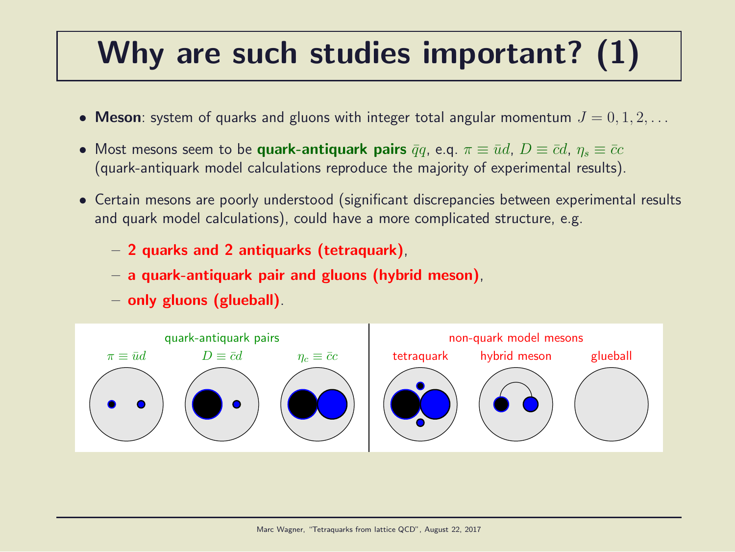# Why are such studies important? (1)

- **Meson**: system of quarks and gluons with integer total angular momentum $J = 0, 1, 2, \ldots$
- Most mesons seem to be **quark-antiquark pairs** $\bar{q}q$, e.g. $\pi \equiv \bar{u}d$, $D \equiv \bar{c}d$, $\eta_s \equiv \bar{c}c$ (quark-antiquark model calculations reproduce the majority of experimental results).
- Certain mesons are poorly understood (significant discrepancies between experimental results and quark model calculations), could have a more complicated structure, e.g.
  - **2 quarks and 2 antiquarks (tetraquark)**,
  - **a quark-antiquark pair and gluons (hybrid meson)**,
  - **only gluons (glueball)**.

quark-antiquark pairs: $\pi \equiv \bar{u}d$, $D \equiv \bar{c}d$, $\eta_c \equiv \bar{c}c$

non-quark model mesons: tetraquark, hybrid meson, glueball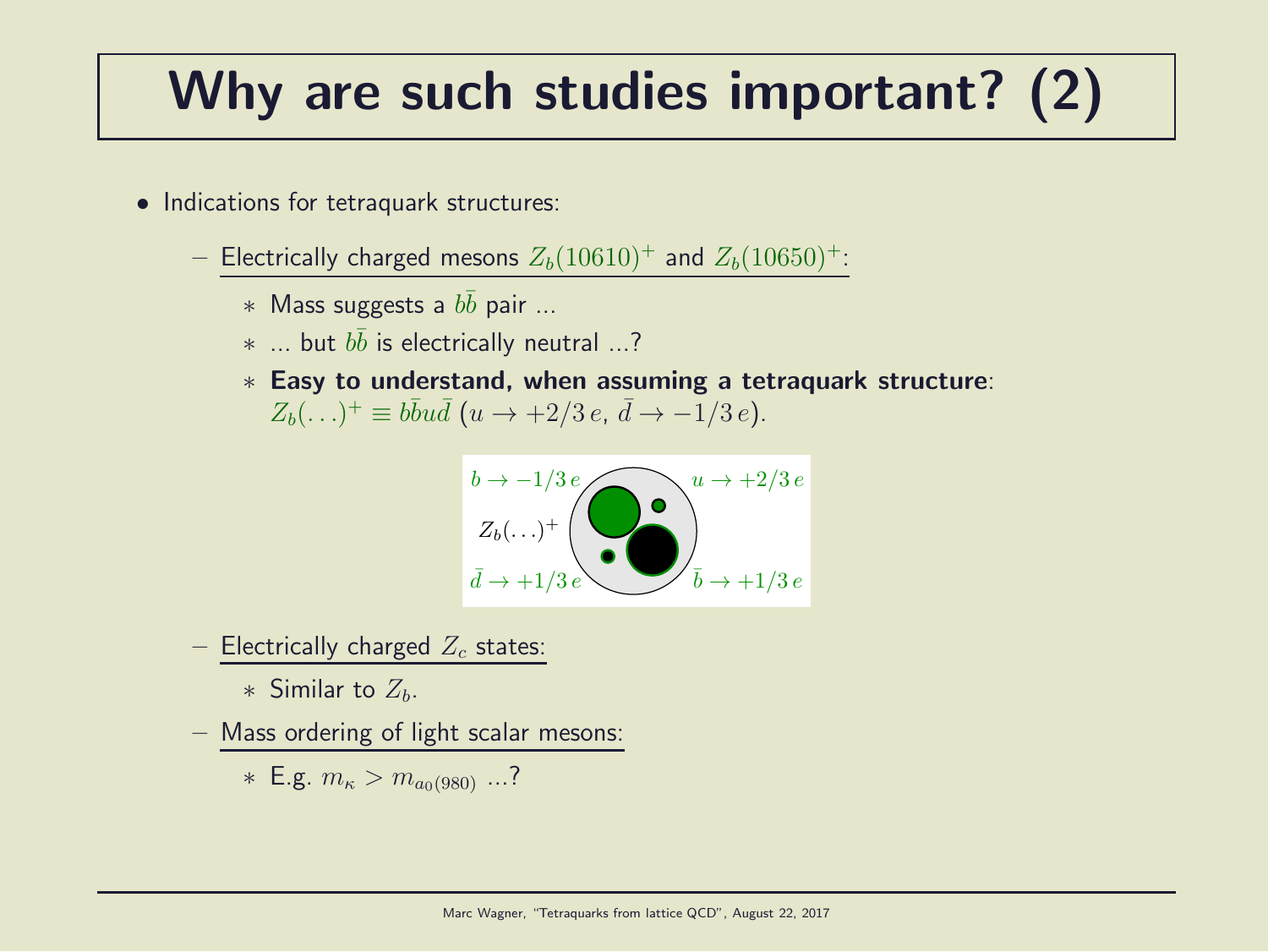# Why are such studies important? (2)

- Indications for tetraquark structures:
  - Electrically charged mesons $Z_b(10610)^+$ and $Z_b(10650)^+$:
    - Mass suggests a $b\bar{b}$ pair ...
    - ... but $b\bar{b}$ is electrically neutral ...?
    - **Easy to understand, when assuming a tetraquark structure**: $Z_b(\ldots)^+ \equiv b\bar{b}u\bar{d}$ ($u \rightarrow +2/3\,e$, $\bar{d} \rightarrow -1/3\,e$).

$b \rightarrow -1/3\,e$ $u \rightarrow +2/3\,e$

$Z_b(\ldots)^+$

$\bar{d} \rightarrow +1/3\,e$ $\bar{b} \rightarrow +1/3\,e$

  - Electrically charged $Z_c$ states:
    - Similar to $Z_b$.
  - Mass ordering of light scalar mesons:
    - E.g. $m_\kappa > m_{a_0(980)}$ ...?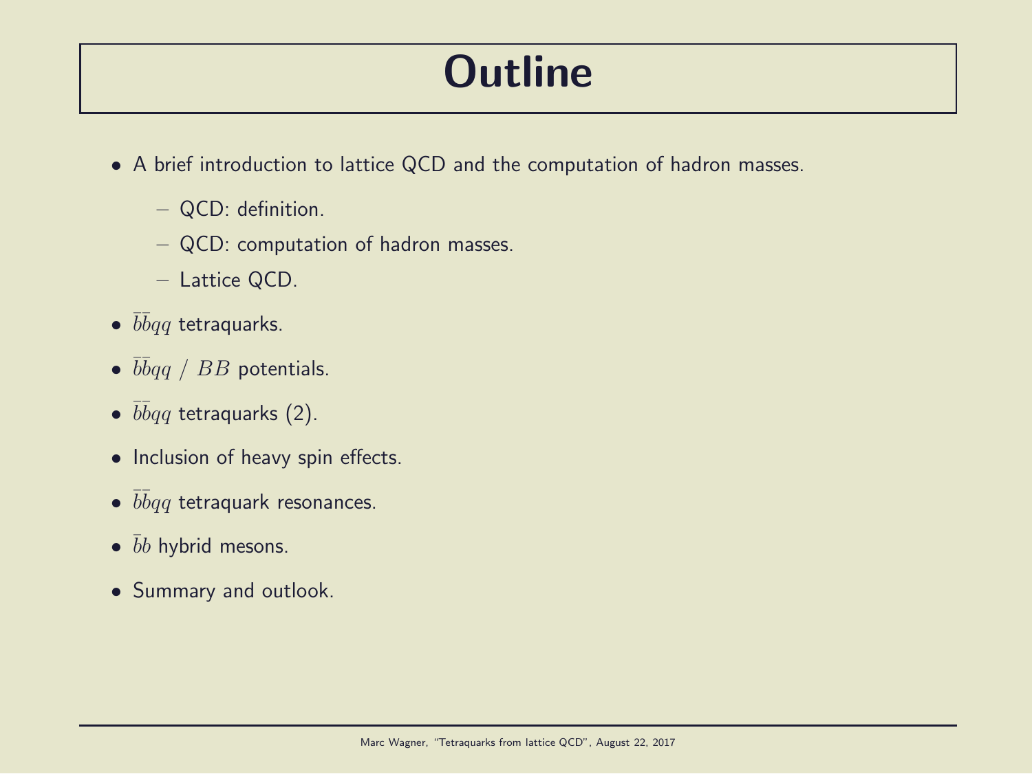# Outline

- A brief introduction to lattice QCD and the computation of hadron masses.
  - QCD: definition.
  - QCD: computation of hadron masses.
  - Lattice QCD.
- $\bar{b}\bar{b}qq$ tetraquarks.
- $\bar{b}\bar{b}qq$ / $BB$ potentials.
- $\bar{b}\bar{b}qq$ tetraquarks (2).
- Inclusion of heavy spin effects.
- $\bar{b}\bar{b}qq$ tetraquark resonances.
- $\bar{b}b$ hybrid mesons.
- Summary and outlook.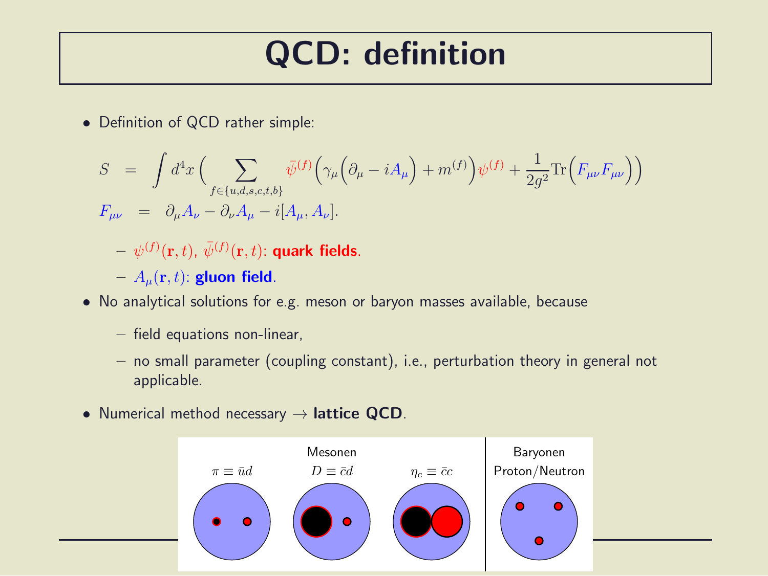# QCD: definition

- Definition of QCD rather simple:

$$S = \int d^4x \Big( \sum_{f \in \{u,d,s,c,t,b\}} \bar{\psi}^{(f)} \Big( \gamma_\mu \Big( \partial_\mu - i A_\mu \Big) + m^{(f)} \Big) \psi^{(f)} + \frac{1}{2g^2} \mathrm{Tr} \Big( F_{\mu\nu} F_{\mu\nu} \Big) \Big)$$

$$F_{\mu\nu} = \partial_\mu A_\nu - \partial_\nu A_\mu - i [A_\mu, A_\nu].$$

  - $\psi^{(f)}(\mathbf{r}, t)$, $\bar{\psi}^{(f)}(\mathbf{r}, t)$: **quark fields**.
  - $A_\mu(\mathbf{r}, t)$: **gluon field**.

- No analytical solutions for e.g. meson or baryon masses available, because
  - field equations non-linear,
  - no small parameter (coupling constant), i.e., perturbation theory in general not applicable.

- Numerical method necessary → **lattice QCD**.

Mesonen: $\pi \equiv \bar{u}d$, $D \equiv \bar{c}d$, $\eta_c \equiv \bar{c}c$ | Baryonen: Proton/Neutron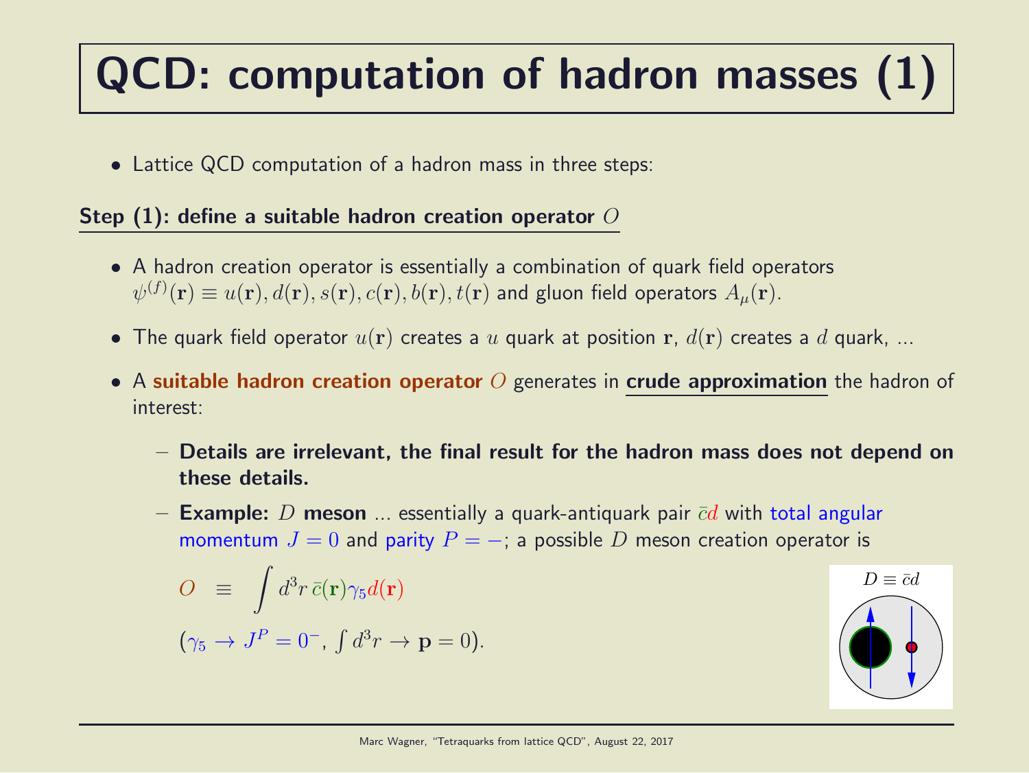# QCD: computation of hadron masses (1)

- Lattice QCD computation of a hadron mass in three steps:

**Step (1): define a suitable hadron creation operator $O$**

- A hadron creation operator is essentially a combination of quark field operators $\psi^{(f)}(\mathbf{r}) \equiv u(\mathbf{r}), d(\mathbf{r}), s(\mathbf{r}), c(\mathbf{r}), b(\mathbf{r}), t(\mathbf{r})$ and gluon field operators $A_\mu(\mathbf{r})$.
- The quark field operator $u(\mathbf{r})$ creates a $u$ quark at position $\mathbf{r}$, $d(\mathbf{r})$ creates a $d$ quark, ...
- A **suitable hadron creation operator** $O$ generates in **crude approximation** the hadron of interest:
  - **Details are irrelevant, the final result for the hadron mass does not depend on these details.**
  - **Example:** $D$ **meson** ... essentially a quark-antiquark pair $\bar{c}d$ with total angular momentum $J = 0$ and parity $P = -$; a possible $D$ meson creation operator is

$$O \equiv \int d^3r \, \bar{c}(\mathbf{r}) \gamma_5 d(\mathbf{r})$$

($\gamma_5 \to J^P = 0^-$, $\int d^3r \to \mathbf{p} = 0$).

$D \equiv \bar{c}d$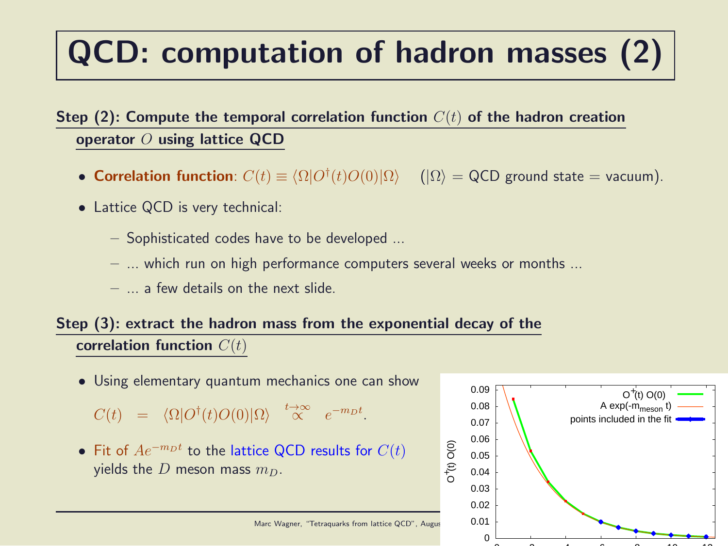# QCD: computation of hadron masses (2)

**Step (2): Compute the temporal correlation function $C(t)$ of the hadron creation operator $O$ using lattice QCD**

- **Correlation function**: $C(t) \equiv \langle \Omega | O^\dagger(t) O(0) | \Omega \rangle$ ($|\Omega\rangle$ = QCD ground state = vacuum).
- Lattice QCD is very technical:
  - Sophisticated codes have to be developed ...
  - ... which run on high performance computers several weeks or months ...
  - ... a few details on the next slide.

**Step (3): extract the hadron mass from the exponential decay of the correlation function $C(t)$**

- Using elementary quantum mechanics one can show

$$C(t) \;=\; \langle \Omega | O^\dagger(t) O(0) | \Omega \rangle \;\stackrel{t \rightarrow \infty}{\propto}\; e^{-m_D t}.$$

- Fit of $A e^{-m_D t}$ to the lattice QCD results for $C(t)$ yields the $D$ meson mass $m_D$.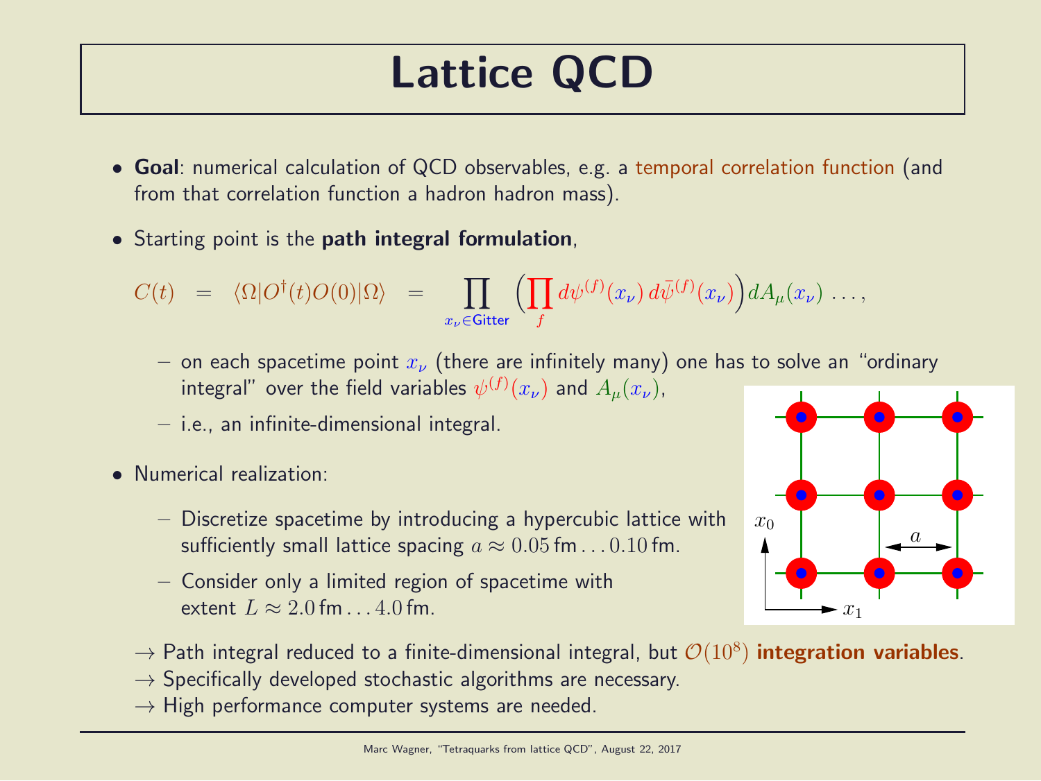# Lattice QCD

- **Goal**: numerical calculation of QCD observables, e.g. a temporal correlation function (and from that correlation function a hadron hadron mass).
- Starting point is the **path integral formulation**,

$$C(t) \quad = \quad \langle \Omega | O^\dagger(t) O(0) | \Omega \rangle \quad = \quad \prod_{x_\nu \in \text{Gitter}} \Big( \prod_f d\psi^{(f)}(x_\nu)\, d\bar{\psi}^{(f)}(x_\nu) \Big) dA_\mu(x_\nu) \; \ldots,$$

  - on each spacetime point $x_\nu$ (there are infinitely many) one has to solve an "ordinary integral" over the field variables $\psi^{(f)}(x_\nu)$ and $A_\mu(x_\nu)$,
  - i.e., an infinite-dimensional integral.

- Numerical realization:
  - Discretize spacetime by introducing a hypercubic lattice with sufficiently small lattice spacing $a \approx 0.05\,\text{fm} \ldots 0.10\,\text{fm}$.
  - Consider only a limited region of spacetime with extent $L \approx 2.0\,\text{fm} \ldots 4.0\,\text{fm}$.

→ Path integral reduced to a finite-dimensional integral, but $\mathcal{O}(10^8)$ **integration variables**.
→ Specifically developed stochastic algorithms are necessary.
→ High performance computer systems are needed.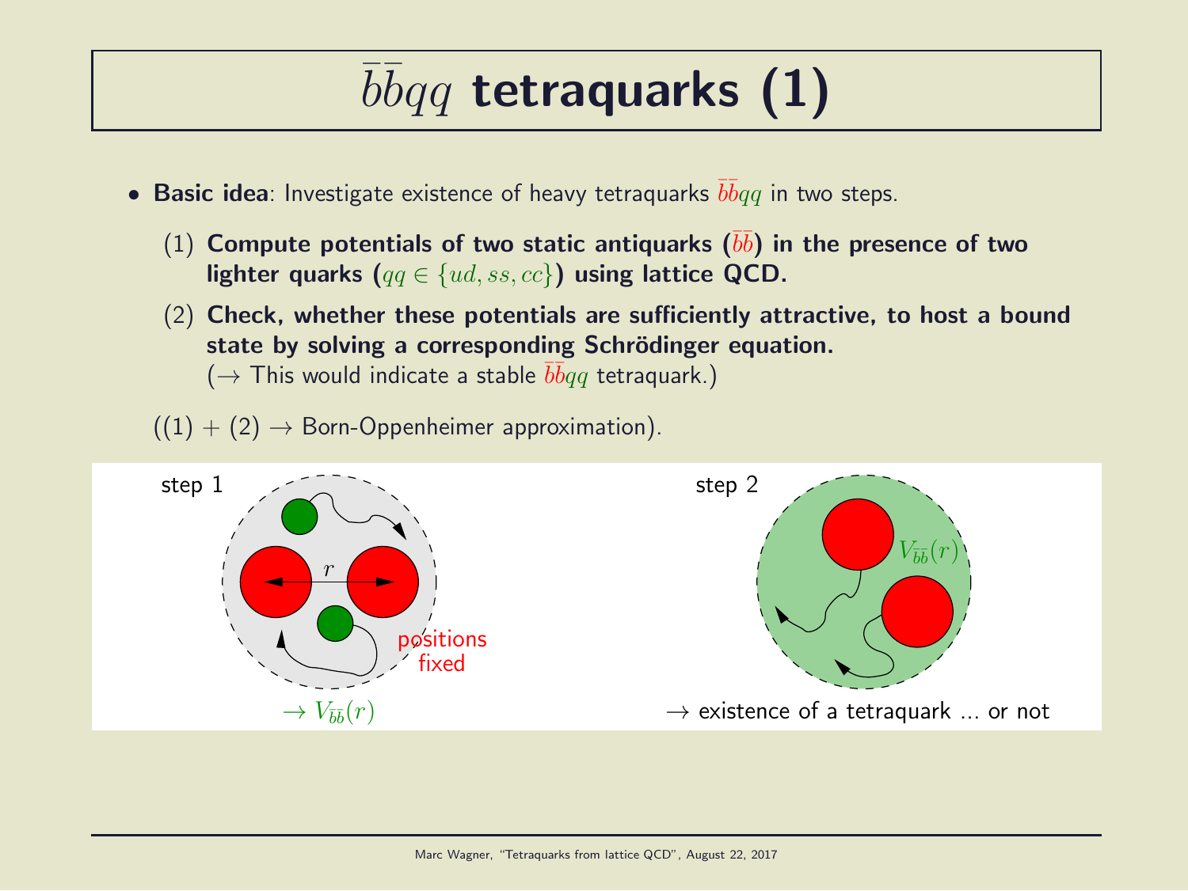# $\bar{b}\bar{b}qq$ tetraquarks (1)

- **Basic idea**: Investigate existence of heavy tetraquarks $\bar{b}\bar{b}qq$ in two steps.
  1. **Compute potentials of two static antiquarks ($\bar{b}\bar{b}$) in the presence of two lighter quarks ($qq \in \{ud, ss, cc\}$) using lattice QCD.**
  2. **Check, whether these potentials are sufficiently attractive, to host a bound state by solving a corresponding Schrödinger equation.**
     ($\rightarrow$ This would indicate a stable $\bar{b}\bar{b}qq$ tetraquark.)

  ((1) + (2) $\rightarrow$ Born-Oppenheimer approximation).

step 1

$r$

positions fixed

$\rightarrow V_{\bar{b}\bar{b}}(r)$

step 2

$V_{\bar{b}\bar{b}}(r)$

$\rightarrow$ existence of a tetraquark ... or not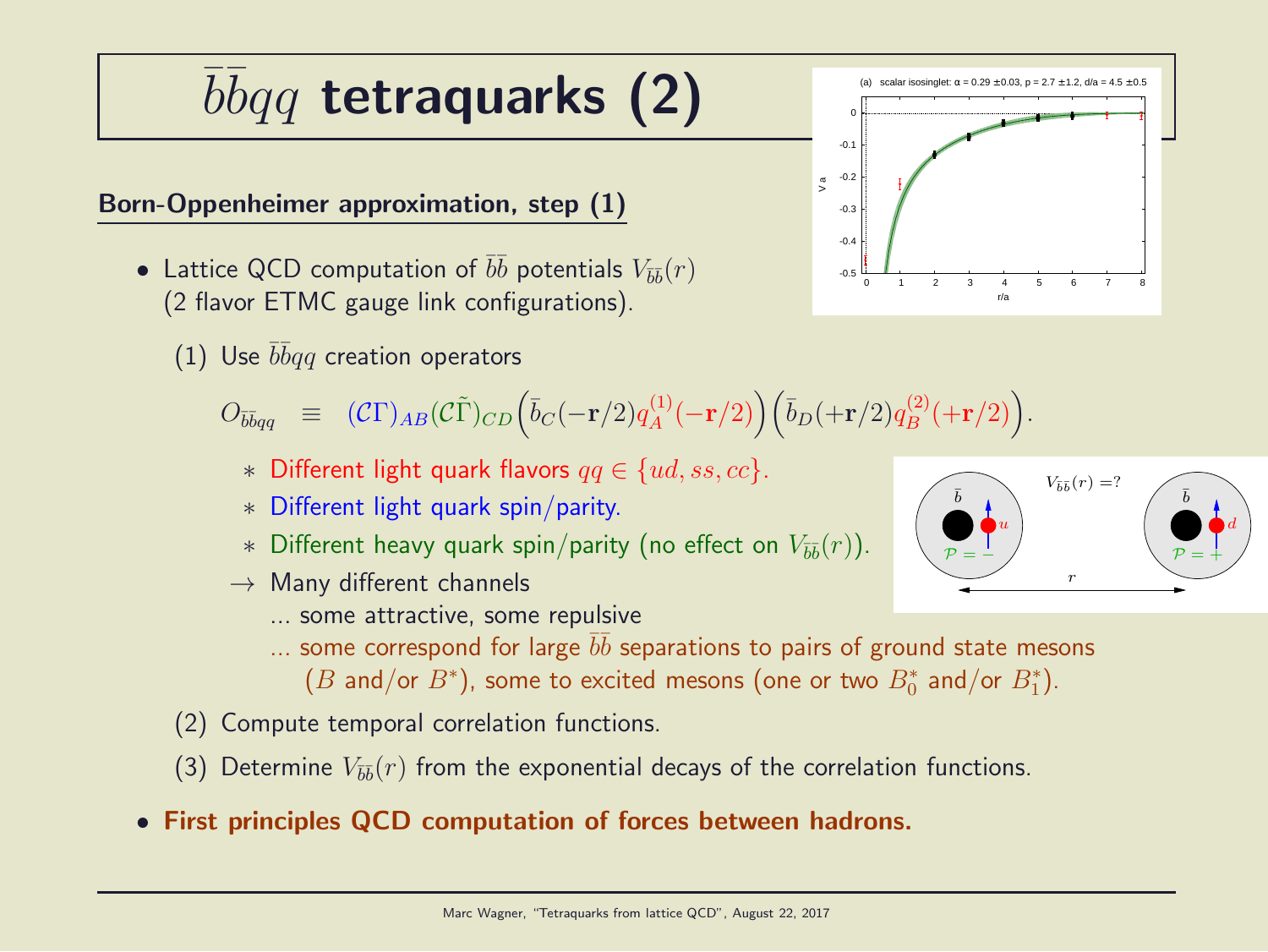# $\bar{b}\bar{b}qq$ tetraquarks (2)

## Born-Oppenheimer approximation, step (1)

- Lattice QCD computation of $\bar{b}\bar{b}$ potentials $V_{\bar{b}\bar{b}}(r)$ (2 flavor ETMC gauge link configurations).

  (1) Use $\bar{b}\bar{b}qq$ creation operators

$$O_{\bar{b}\bar{b}qq} \equiv (\mathcal{C}\Gamma)_{AB}(\mathcal{C}\tilde{\Gamma})_{CD}\Big(\bar{b}_C(-\mathbf{r}/2)q_A^{(1)}(-\mathbf{r}/2)\Big)\Big(\bar{b}_D(+\mathbf{r}/2)q_B^{(2)}(+\mathbf{r}/2)\Big).$$

  - * Different light quark flavors $qq \in \{ud, ss, cc\}$.
  - * Different light quark spin/parity.
  - * Different heavy quark spin/parity (no effect on $V_{\bar{b}\bar{b}}(r)$).

  $\rightarrow$ Many different channels
  ... some attractive, some repulsive
  ... some correspond for large $\bar{b}\bar{b}$ separations to pairs of ground state mesons ($B$ and/or $B^*$), some to excited mesons (one or two $B_0^*$ and/or $B_1^*$).

  (2) Compute temporal correlation functions.

  (3) Determine $V_{\bar{b}\bar{b}}(r)$ from the exponential decays of the correlation functions.

- **First principles QCD computation of forces between hadrons.**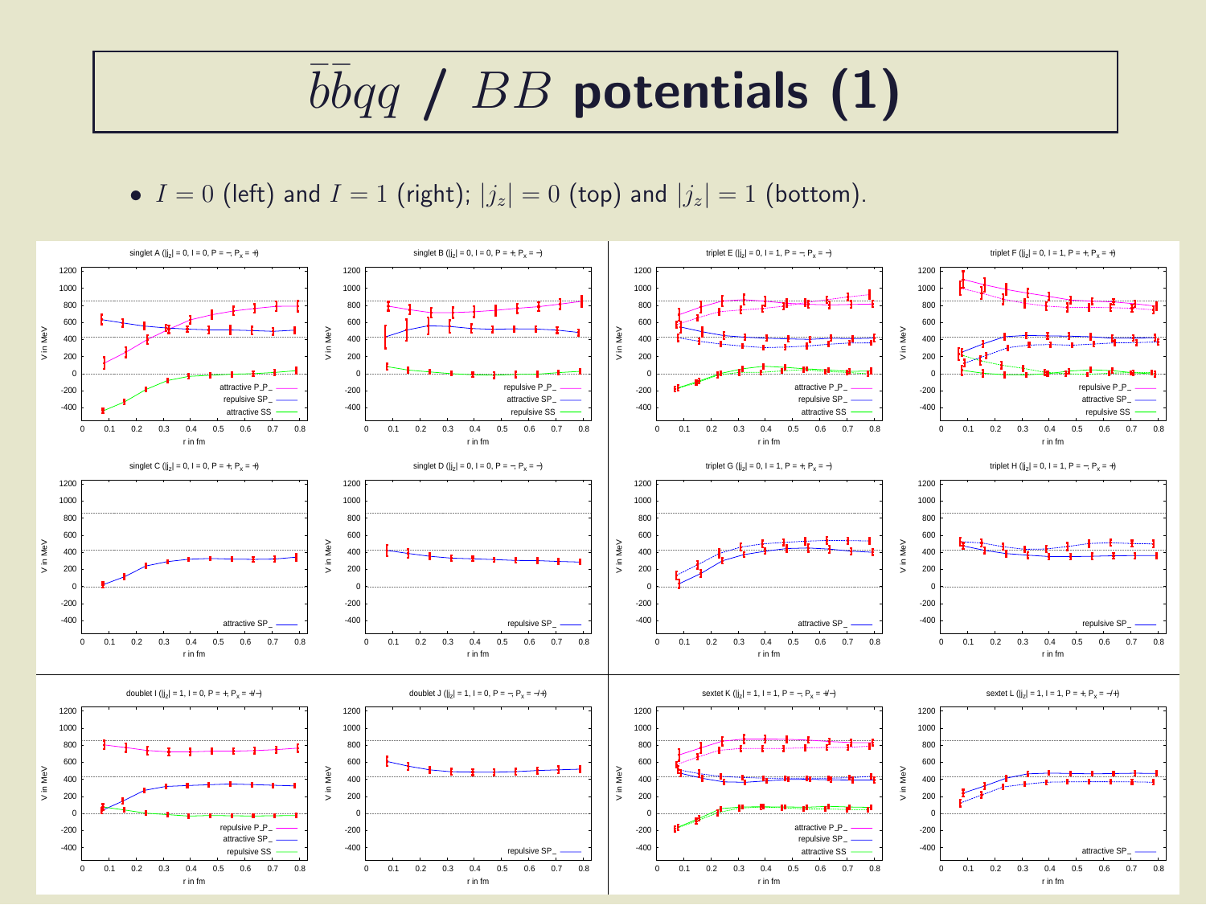# $\bar{b}\bar{b}qq$ / $BB$ potentials (1)

- $I = 0$ (left) and $I = 1$ (right); $|j_z| = 0$ (top) and $|j_z| = 1$ (bottom).

singlet A ($|j_z| = 0$, $I = 0$, $P = -$, $P_x = +$)

attractive $P_-P_-$, repulsive $SP_-$, attractive SS

singlet B ($|j_z| = 0$, $I = 0$, $P = +$, $P_x = -$)

repulsive $P_-P_-$, attractive $SP_-$, repulsive SS

triplet E ($|j_z| = 0$, $I = 1$, $P = -$, $P_x = -$)

attractive $P_-P_-$, repulsive $SP_-$, attractive SS

triplet F ($|j_z| = 0$, $I = 1$, $P = +$, $P_x = +$)

repulsive $P_-P_-$, attractive $SP_-$, repulsive SS

singlet C ($|j_z| = 0$, $I = 0$, $P = +$, $P_x = +$)

attractive $SP_-$

singlet D ($|j_z| = 0$, $I = 0$, $P = -$, $P_x = -$)

repulsive $SP_-$

triplet G ($|j_z| = 0$, $I = 1$, $P = +$, $P_x = -$)

attractive $SP_-$

triplet H ($|j_z| = 0$, $I = 1$, $P = -$, $P_x = +$)

repulsive $SP_-$

doublet I ($|j_z| = 1$, $I = 0$, $P = +$, $P_x = +/-$)

repulsive $P_-P_-$, attractive $SP_-$, repulsive SS

doublet J ($|j_z| = 1$, $I = 0$, $P = -$, $P_x = -/+$)

repulsive $SP_-$

sextet K ($|j_z| = 1$, $I = 1$, $P = -$, $P_x = +/-$)

attractive $P_-P_-$, repulsive $SP_-$, attractive SS

sextet L ($|j_z| = 1$, $I = 1$, $P = +$, $P_x = -/+$)

attractive $SP_-$

(All panels: V in MeV vs. r in fm)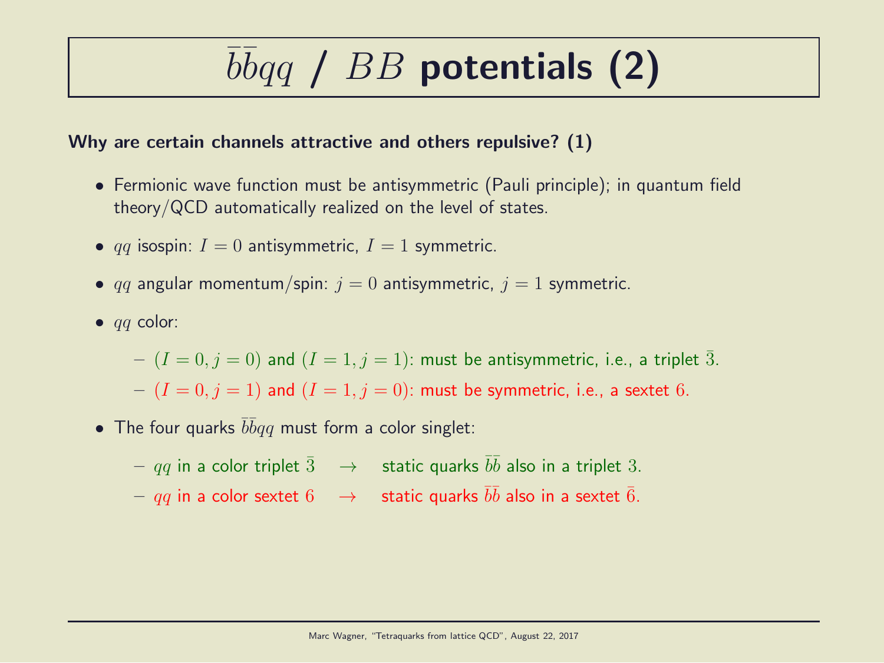# $\bar{b}\bar{b}qq$ / $BB$ potentials (2)

**Why are certain channels attractive and others repulsive? (1)**

- Fermionic wave function must be antisymmetric (Pauli principle); in quantum field theory/QCD automatically realized on the level of states.
- $qq$ isospin: $I = 0$ antisymmetric, $I = 1$ symmetric.
- $qq$ angular momentum/spin: $j = 0$ antisymmetric, $j = 1$ symmetric.
- $qq$ color:
  - $(I = 0, j = 0)$ and $(I = 1, j = 1)$: must be antisymmetric, i.e., a triplet $\bar{3}$.
  - $(I = 0, j = 1)$ and $(I = 1, j = 0)$: must be symmetric, i.e., a sextet $6$.
- The four quarks $\bar{b}\bar{b}qq$ must form a color singlet:
  - $qq$ in a color triplet $\bar{3}$ $\quad\rightarrow\quad$ static quarks $\bar{b}\bar{b}$ also in a triplet $3$.
  - $qq$ in a color sextet $6$ $\quad\rightarrow\quad$ static quarks $\bar{b}\bar{b}$ also in a sextet $\bar{6}$.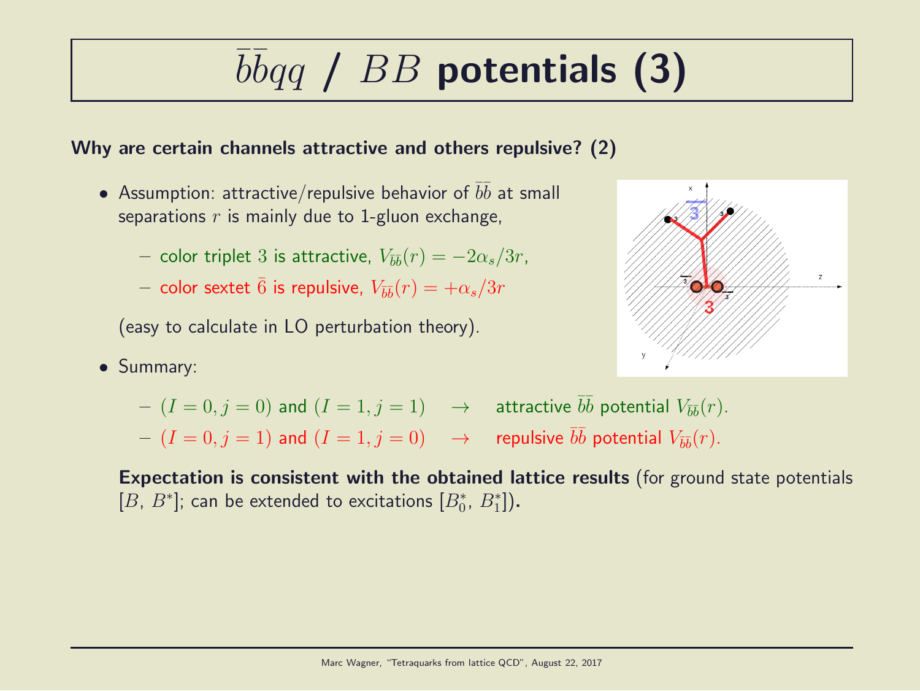# $\bar{b}\bar{b}qq$ / $BB$ potentials (3)

**Why are certain channels attractive and others repulsive? (2)**

- Assumption: attractive/repulsive behavior of $\bar{b}\bar{b}$ at small separations $r$ is mainly due to 1-gluon exchange,
  - color triplet $3$ is attractive, $V_{\bar{b}\bar{b}}(r) = -2\alpha_s/3r$,
  - color sextet $\bar{6}$ is repulsive, $V_{\bar{b}\bar{b}}(r) = +\alpha_s/3r$

  (easy to calculate in LO perturbation theory).

- Summary:
  - $(I = 0, j = 0)$ and $(I = 1, j = 1)$ $\rightarrow$ attractive $\bar{b}\bar{b}$ potential $V_{\bar{b}\bar{b}}(r)$.
  - $(I = 0, j = 1)$ and $(I = 1, j = 0)$ $\rightarrow$ repulsive $\bar{b}\bar{b}$ potential $V_{\bar{b}\bar{b}}(r)$.

  **Expectation is consistent with the obtained lattice results** (for ground state potentials [$B$, $B^*$]; can be extended to excitations [$B_0^*$, $B_1^*$]).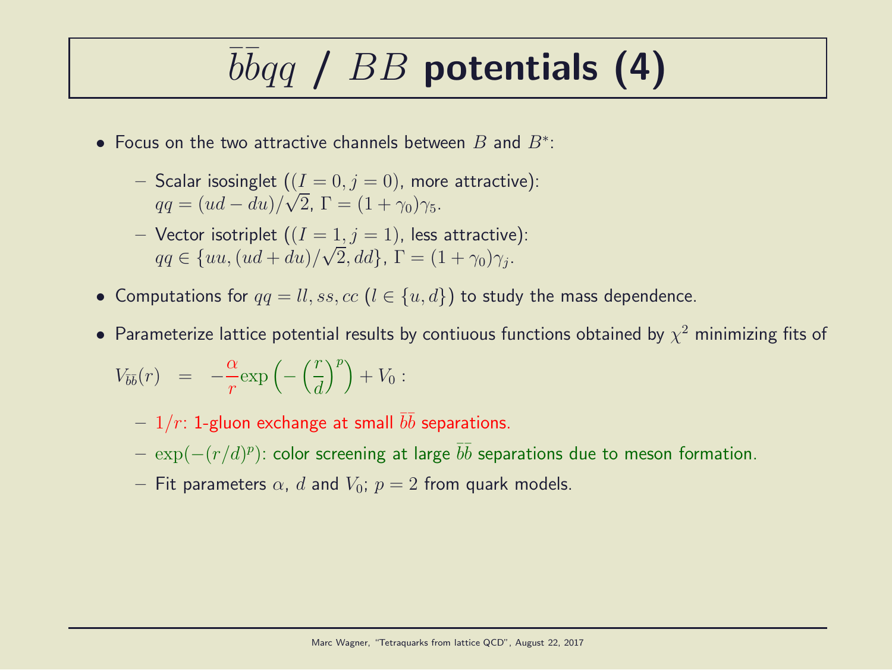# $\bar{b}\bar{b}qq$ / $BB$ potentials (4)

- Focus on the two attractive channels between $B$ and $B^*$:
  - Scalar isosinglet ($(I = 0, j = 0)$, more attractive): $qq = (ud - du)/\sqrt{2}$, $\Gamma = (1 + \gamma_0)\gamma_5$.
  - Vector isotriplet ($(I = 1, j = 1)$, less attractive): $qq \in \{uu, (ud + du)/\sqrt{2}, dd\}$, $\Gamma = (1 + \gamma_0)\gamma_j$.
- Computations for $qq = ll, ss, cc$ ($l \in \{u, d\}$) to study the mass dependence.
- Parameterize lattice potential results by contiuous functions obtained by $\chi^2$ minimizing fits of

$$V_{\bar{b}\bar{b}}(r) = -\frac{\alpha}{r}\exp\left(-\left(\frac{r}{d}\right)^p\right) + V_0 :$$

  - $1/r$: 1-gluon exchange at small $\bar{b}\bar{b}$ separations.
  - $\exp(-(r/d)^p)$: color screening at large $\bar{b}\bar{b}$ separations due to meson formation.
  - Fit parameters $\alpha$, $d$ and $V_0$; $p = 2$ from quark models.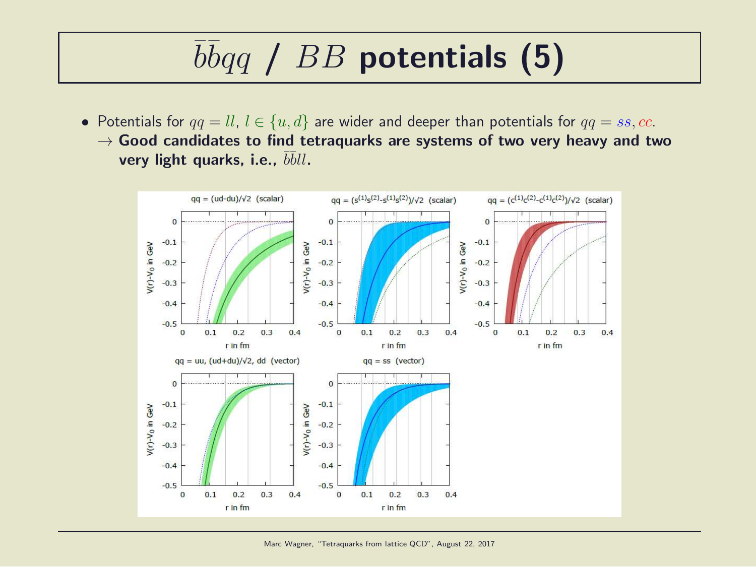# $\bar{b}\bar{b}qq$ / $BB$ potentials (5)

- Potentials for $qq = ll$, $l \in \{u, d\}$ are wider and deeper than potentials for $qq = ss, cc$.
  $\rightarrow$ **Good candidates to find tetraquarks are systems of two very heavy and two very light quarks, i.e., $\bar{b}\bar{b}ll$.**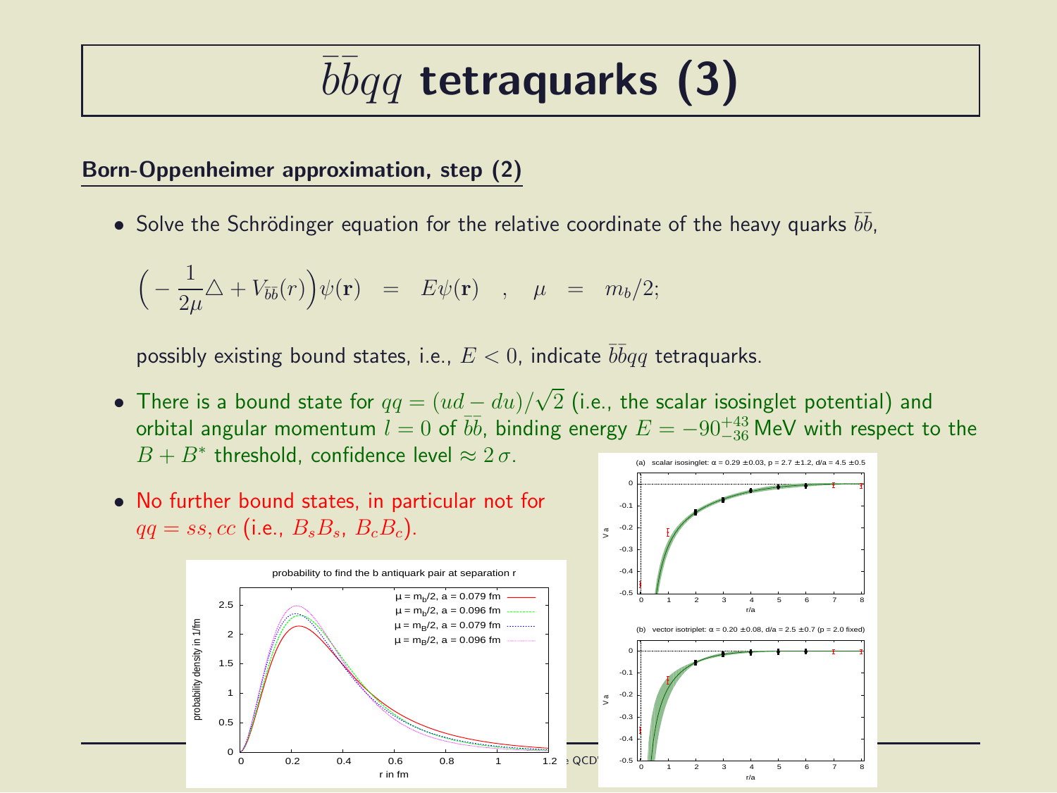# $\bar{b}\bar{b}qq$ tetraquarks (3)

## Born-Oppenheimer approximation, step (2)

- Solve the Schrödinger equation for the relative coordinate of the heavy quarks $\bar{b}\bar{b}$,

$$\Big(-\frac{1}{2\mu}\triangle + V_{\bar{b}\bar{b}}(r)\Big)\psi(\mathbf{r}) \;\; = \;\; E\psi(\mathbf{r}) \quad , \quad \mu \;\; = \;\; m_b/2;$$

  possibly existing bound states, i.e., $E < 0$, indicate $\bar{b}\bar{b}qq$ tetraquarks.

- There is a bound state for $qq = (ud - du)/\sqrt{2}$ (i.e., the scalar isosinglet potential) and orbital angular momentum $l = 0$ of $\bar{b}\bar{b}$, binding energy $E = -90^{+43}_{-36}$ MeV with respect to the $B + B^*$ threshold, confidence level $\approx 2\,\sigma$.

- No further bound states, in particular not for $qq = ss, cc$ (i.e., $B_s B_s$, $B_c B_c$).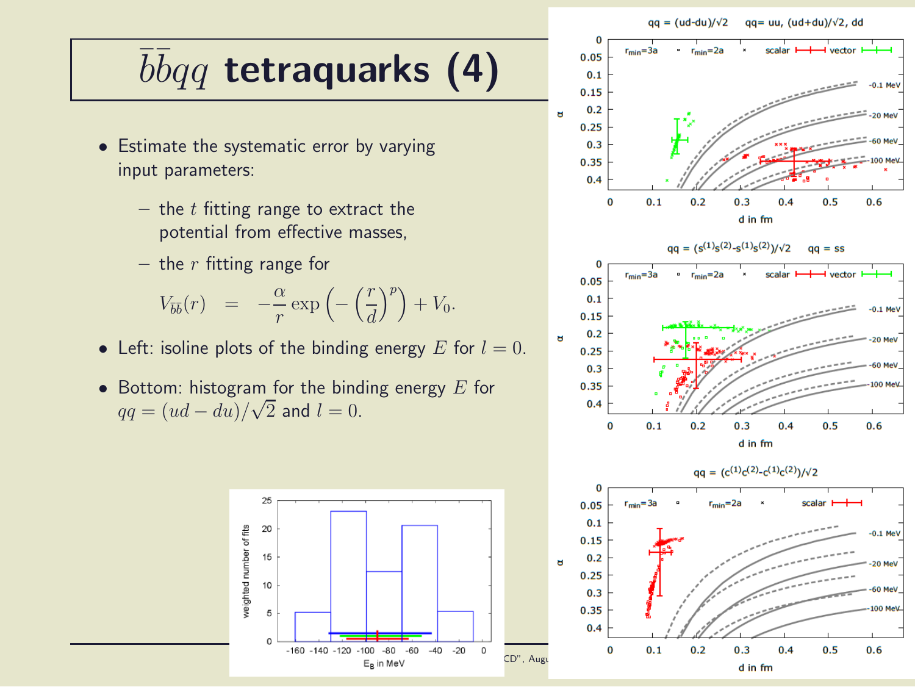# $\bar{b}\bar{b}qq$ tetraquarks (4)

- Estimate the systematic error by varying input parameters:
  - the $t$ fitting range to extract the potential from effective masses,
  - the $r$ fitting range for

$$V_{\bar{b}\bar{b}}(r) = -\frac{\alpha}{r}\exp\left(-\left(\frac{r}{d}\right)^p\right) + V_0.$$

- Left: isoline plots of the binding energy $E$ for $l = 0$.
- Bottom: histogram for the binding energy $E$ for $qq = (ud - du)/\sqrt{2}$ and $l = 0$.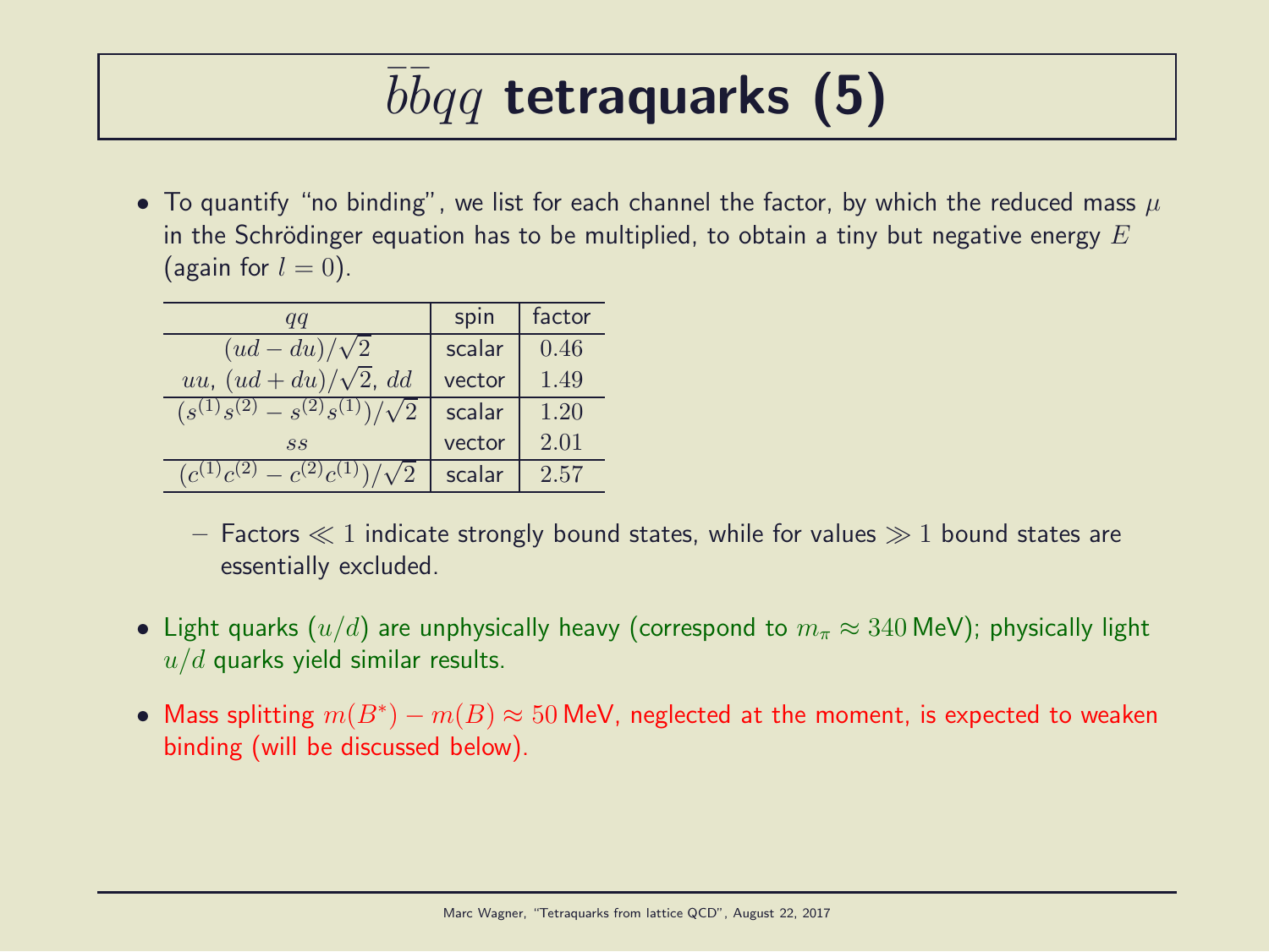# $\bar{b}\bar{b}qq$ tetraquarks (5)

- To quantify "no binding", we list for each channel the factor, by which the reduced mass $\mu$ in the Schrödinger equation has to be multiplied, to obtain a tiny but negative energy $E$ (again for $l = 0$).

| $qq$ | spin | factor |
|---|---|---|
| $(ud - du)/\sqrt{2}$ | scalar | $0.46$ |
| $uu$, $(ud + du)/\sqrt{2}$, $dd$ | vector | $1.49$ |
| $(s^{(1)}s^{(2)} - s^{(2)}s^{(1)})/\sqrt{2}$ | scalar | $1.20$ |
| $ss$ | vector | $2.01$ |
| $(c^{(1)}c^{(2)} - c^{(2)}c^{(1)})/\sqrt{2}$ | scalar | $2.57$ |

  - Factors $\ll 1$ indicate strongly bound states, while for values $\gg 1$ bound states are essentially excluded.

- Light quarks $(u/d)$ are unphysically heavy (correspond to $m_\pi \approx 340\,\text{MeV}$); physically light $u/d$ quarks yield similar results.

- Mass splitting $m(B^*) - m(B) \approx 50\,\text{MeV}$, neglected at the moment, is expected to weaken binding (will be discussed below).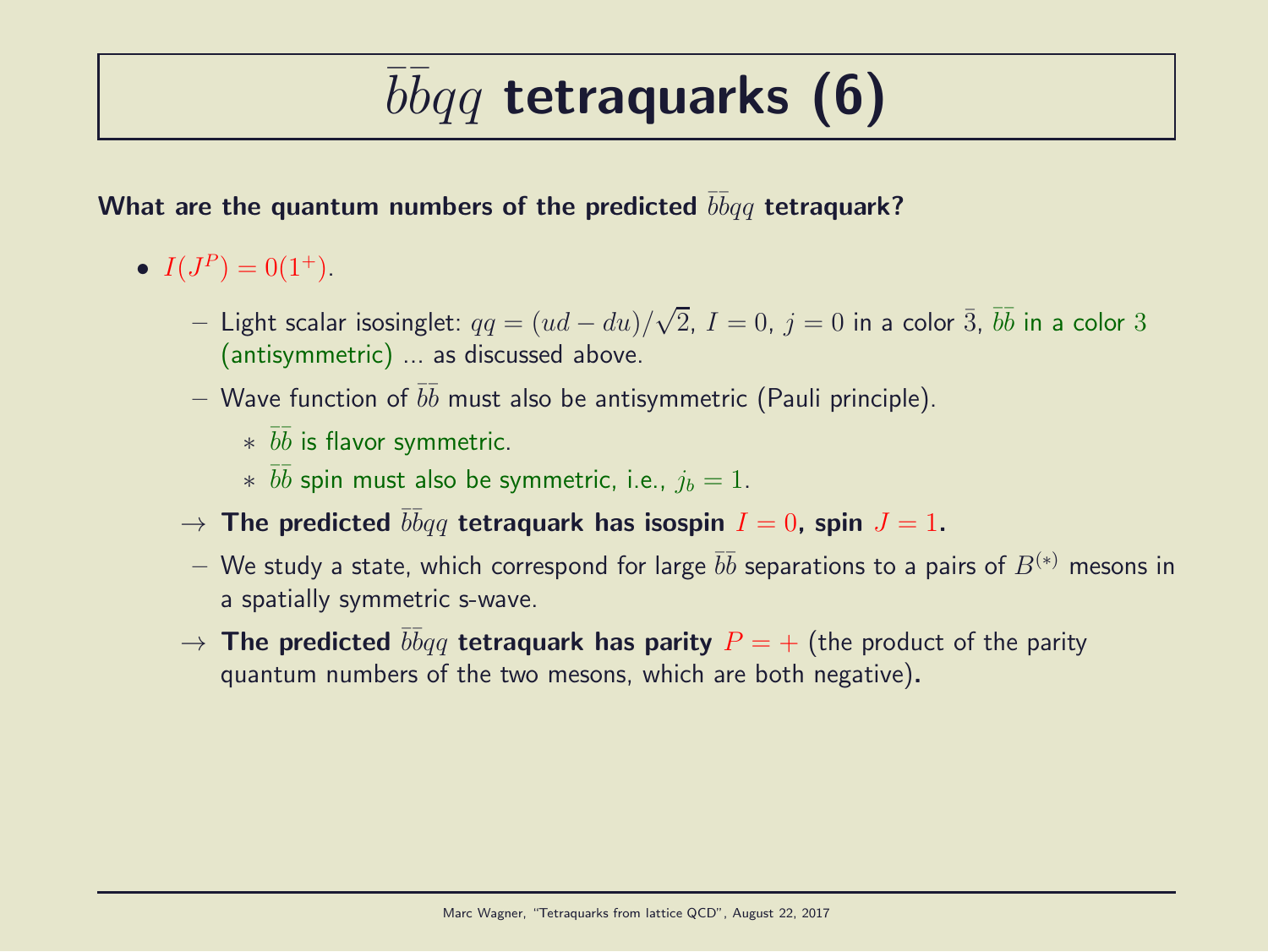# $\bar{b}\bar{b}qq$ tetraquarks (6)

**What are the quantum numbers of the predicted $\bar{b}\bar{b}qq$ tetraquark?**

- $I(J^P) = 0(1^+)$.
  - Light scalar isosinglet: $qq = (ud - du)/\sqrt{2}$, $I = 0$, $j = 0$ in a color $\bar{3}$, $\bar{b}\bar{b}$ in a color $3$ (antisymmetric) ... as discussed above.
  - Wave function of $\bar{b}\bar{b}$ must also be antisymmetric (Pauli principle).
    - $\bar{b}\bar{b}$ is flavor symmetric.
    - $\bar{b}\bar{b}$ spin must also be symmetric, i.e., $j_b = 1$.

  $\rightarrow$ **The predicted $\bar{b}\bar{b}qq$ tetraquark has isospin $I = 0$, spin $J = 1$.**

  - We study a state, which correspond for large $\bar{b}\bar{b}$ separations to a pairs of $B^{(*)}$ mesons in a spatially symmetric s-wave.

  $\rightarrow$ **The predicted $\bar{b}\bar{b}qq$ tetraquark has parity $P = +$** (the product of the parity quantum numbers of the two mesons, which are both negative)**.**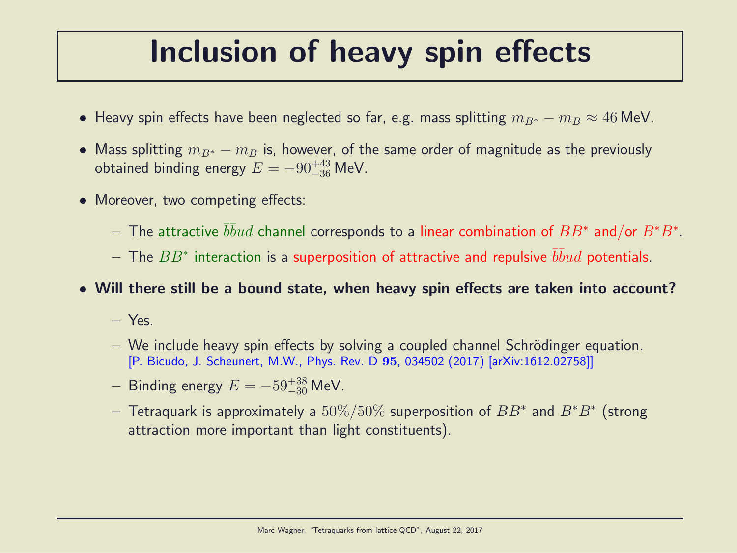# Inclusion of heavy spin effects

- Heavy spin effects have been neglected so far, e.g. mass splitting $m_{B^*} - m_B \approx 46\,\text{MeV}$.
- Mass splitting $m_{B^*} - m_B$ is, however, of the same order of magnitude as the previously obtained binding energy $E = -90^{+43}_{-36}\,\text{MeV}$.
- Moreover, two competing effects:
  - The attractive $\bar{b}\bar{b}ud$ channel corresponds to a linear combination of $BB^*$ and/or $B^*B^*$.
  - The $BB^*$ interaction is a superposition of attractive and repulsive $\bar{b}\bar{b}ud$ potentials.
- **Will there still be a bound state, when heavy spin effects are taken into account?**
  - Yes.
  - We include heavy spin effects by solving a coupled channel Schrödinger equation. [P. Bicudo, J. Scheunert, M.W., Phys. Rev. D **95**, 034502 (2017) [arXiv:1612.02758]]
  - Binding energy $E = -59^{+38}_{-30}\,\text{MeV}$.
  - Tetraquark is approximately a $50\%/50\%$ superposition of $BB^*$ and $B^*B^*$ (strong attraction more important than light constituents).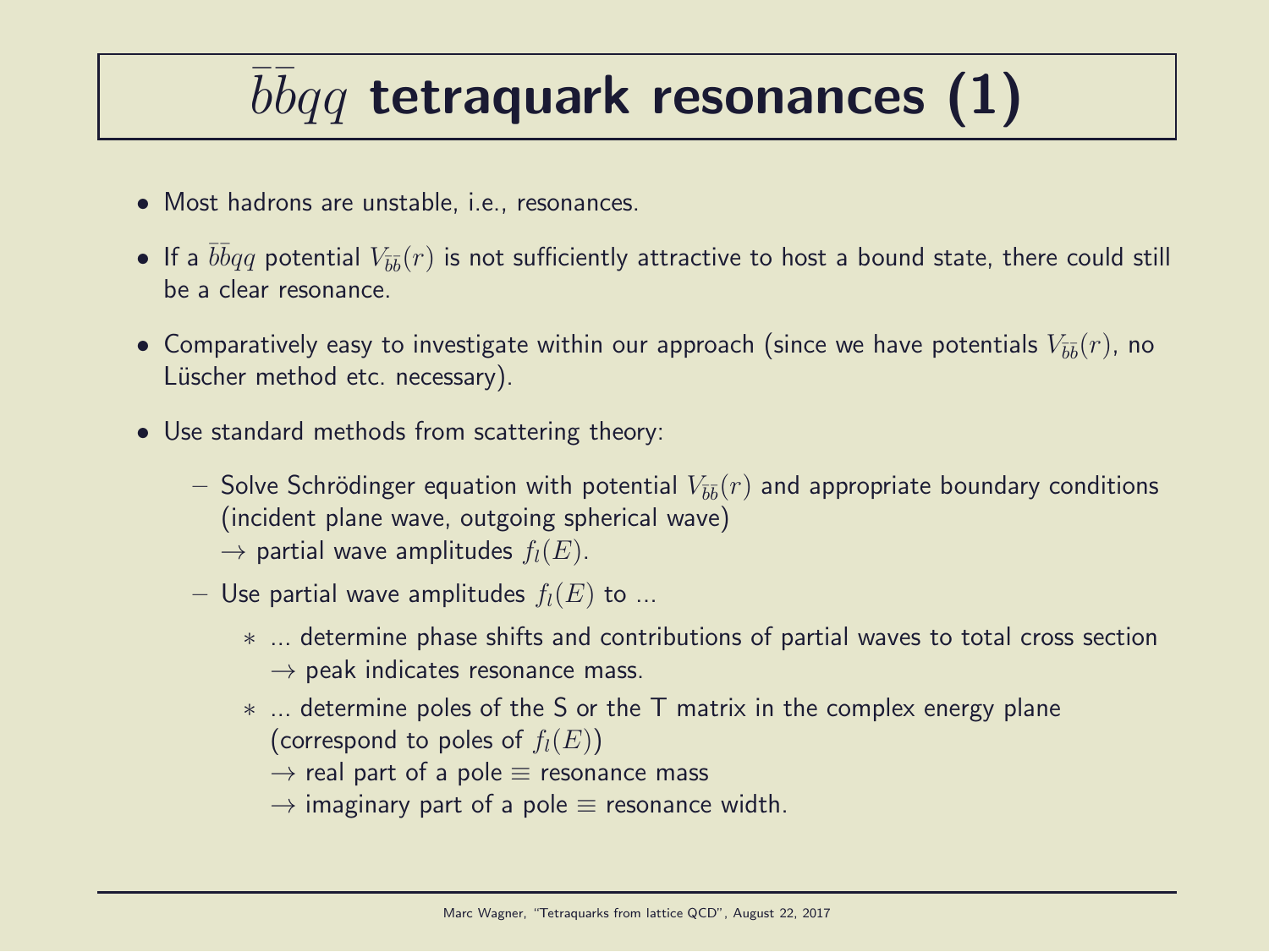# $\bar{b}\bar{b}qq$ tetraquark resonances (1)

- Most hadrons are unstable, i.e., resonances.
- If a $\bar{b}\bar{b}qq$ potential $V_{\bar{b}\bar{b}}(r)$ is not sufficiently attractive to host a bound state, there could still be a clear resonance.
- Comparatively easy to investigate within our approach (since we have potentials $V_{\bar{b}\bar{b}}(r)$, no Lüscher method etc. necessary).
- Use standard methods from scattering theory:
  - Solve Schrödinger equation with potential $V_{\bar{b}\bar{b}}(r)$ and appropriate boundary conditions (incident plane wave, outgoing spherical wave)
    $\rightarrow$ partial wave amplitudes $f_l(E)$.
  - Use partial wave amplitudes $f_l(E)$ to ...
    * ... determine phase shifts and contributions of partial waves to total cross section
      $\rightarrow$ peak indicates resonance mass.
    * ... determine poles of the S or the T matrix in the complex energy plane (correspond to poles of $f_l(E)$)
      $\rightarrow$ real part of a pole $\equiv$ resonance mass
      $\rightarrow$ imaginary part of a pole $\equiv$ resonance width.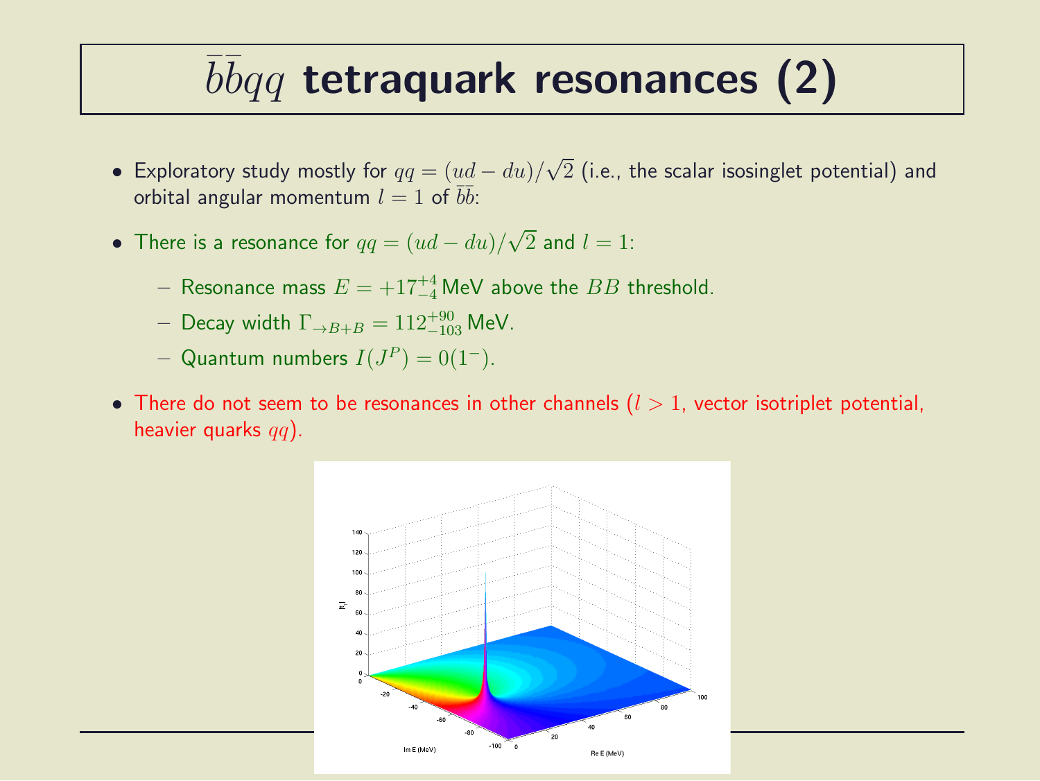# $\bar{b}\bar{b}qq$ tetraquark resonances (2)

- Exploratory study mostly for $qq = (ud - du)/\sqrt{2}$ (i.e., the scalar isosinglet potential) and orbital angular momentum $l = 1$ of $\bar{b}\bar{b}$:
- There is a resonance for $qq = (ud - du)/\sqrt{2}$ and $l = 1$:
  - Resonance mass $E = +17^{+4}_{-4}$ MeV above the $BB$ threshold.
  - Decay width $\Gamma_{\to B+B} = 112^{+90}_{-103}$ MeV.
  - Quantum numbers $I(J^P) = 0(1^-)$.
- There do not seem to be resonances in other channels ($l > 1$, vector isotriplet potential, heavier quarks $qq$).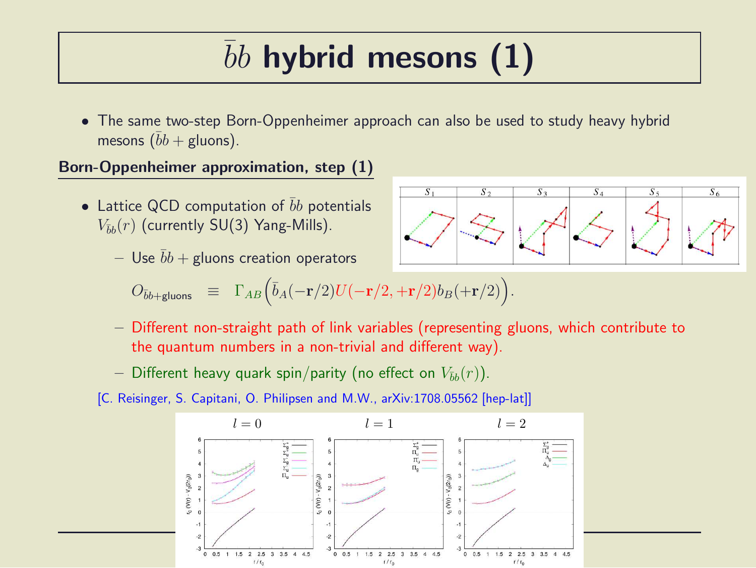# $\bar{b}b$ hybrid mesons (1)

- The same two-step Born-Oppenheimer approach can also be used to study heavy hybrid mesons ($\bar{b}b$ + gluons).

**Born-Oppenheimer approximation, step (1)**

- Lattice QCD computation of $\bar{b}b$ potentials $V_{\bar{b}b}(r)$ (currently SU(3) Yang-Mills).
  - Use $\bar{b}b$ + gluons creation operators

$$O_{\bar{b}b+\text{gluons}} \equiv \Gamma_{AB}\Big(\bar{b}_A(-\mathbf{r}/2)U(-\mathbf{r}/2,+\mathbf{r}/2)b_B(+\mathbf{r}/2)\Big).$$

  - Different non-straight path of link variables (representing gluons, which contribute to the quantum numbers in a non-trivial and different way).
  - Different heavy quark spin/parity (no effect on $V_{\bar{b}b}(r)$).

[C. Reisinger, S. Capitani, O. Philipsen and M.W., arXiv:1708.05562 [hep-lat]]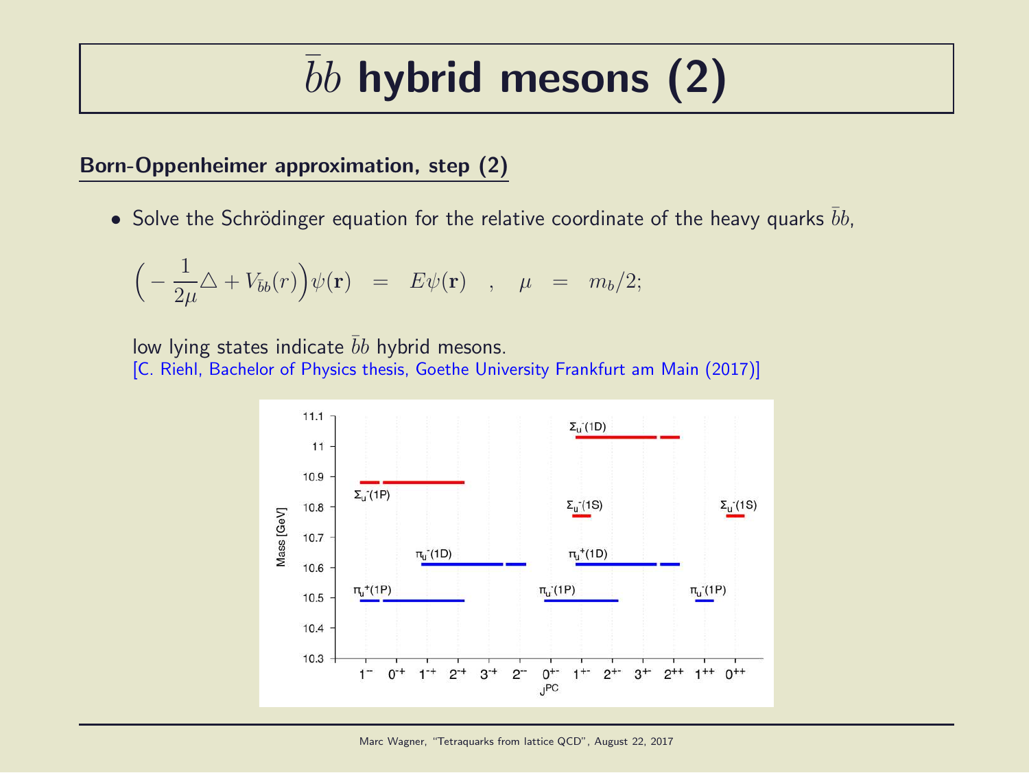# $\bar{b}b$ hybrid mesons (2)

## Born-Oppenheimer approximation, step (2)

- Solve the Schrödinger equation for the relative coordinate of the heavy quarks $\bar{b}b$,

$$\left( -\frac{1}{2\mu}\triangle + V_{\bar{b}b}(r) \right)\psi(\mathbf{r}) \quad = \quad E\psi(\mathbf{r}) \quad , \quad \mu \quad = \quad m_b/2;$$

  low lying states indicate $\bar{b}b$ hybrid mesons.
  [C. Riehl, Bachelor of Physics thesis, Goethe University Frankfurt am Main (2017)]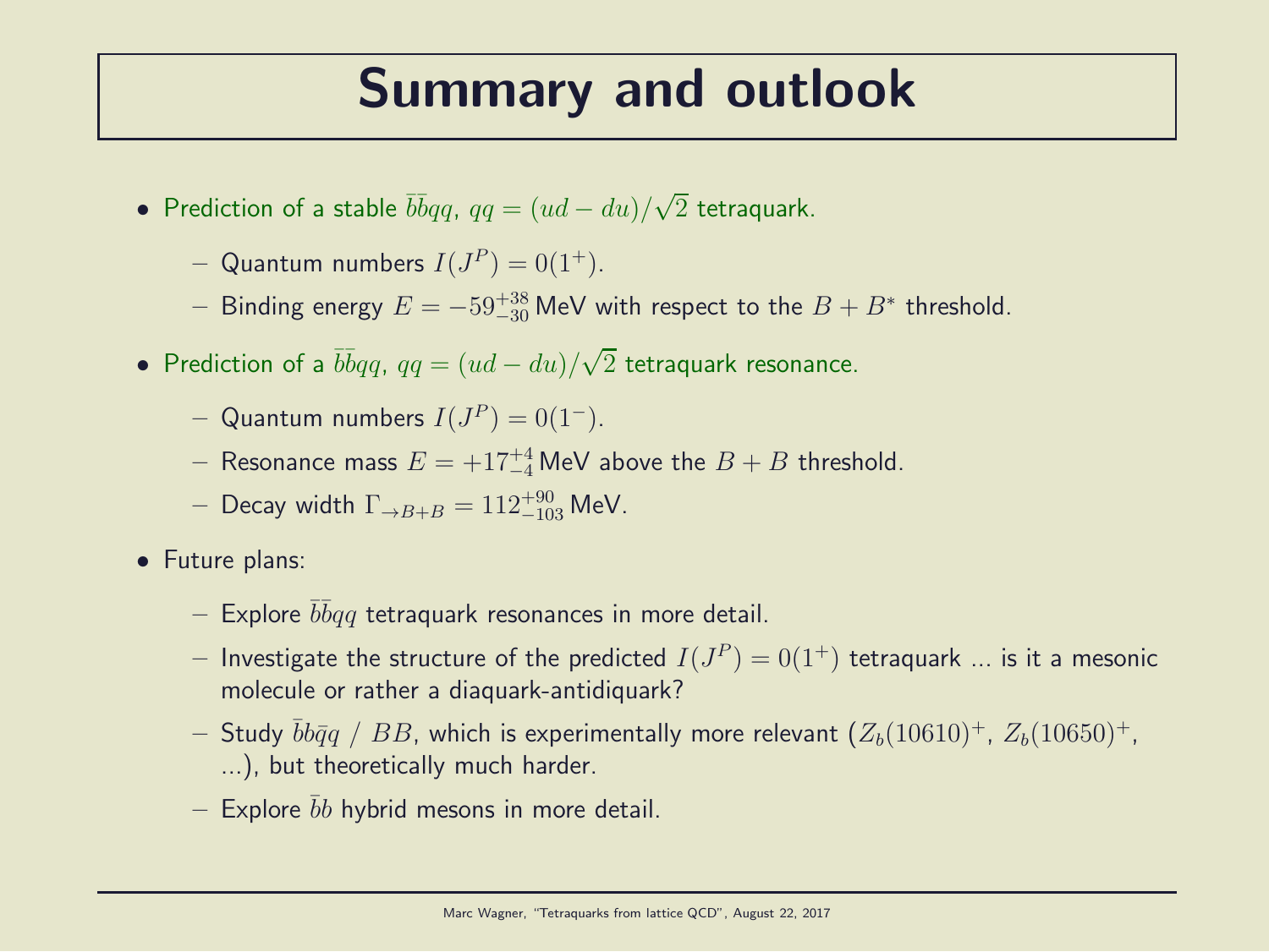# Summary and outlook

- Prediction of a stable $\bar{b}\bar{b}qq$, $qq = (ud - du)/\sqrt{2}$ tetraquark.
  - Quantum numbers $I(J^P) = 0(1^+)$.
  - Binding energy $E = -59^{+38}_{-30}\,\text{MeV}$ with respect to the $B + B^*$ threshold.
- Prediction of a $\bar{b}\bar{b}qq$, $qq = (ud - du)/\sqrt{2}$ tetraquark resonance.
  - Quantum numbers $I(J^P) = 0(1^-)$.
  - Resonance mass $E = +17^{+4}_{-4}\,\text{MeV}$ above the $B + B$ threshold.
  - Decay width $\Gamma_{\to B+B} = 112^{+90}_{-103}\,\text{MeV}$.
- Future plans:
  - Explore $\bar{b}\bar{b}qq$ tetraquark resonances in more detail.
  - Investigate the structure of the predicted $I(J^P) = 0(1^+)$ tetraquark ... is it a mesonic molecule or rather a diaquark-antidiquark?
  - Study $\bar{b}b\bar{q}q$ / $BB$, which is experimentally more relevant ($Z_b(10610)^+$, $Z_b(10650)^+$, ...), but theoretically much harder.
  - Explore $\bar{b}b$ hybrid mesons in more detail.